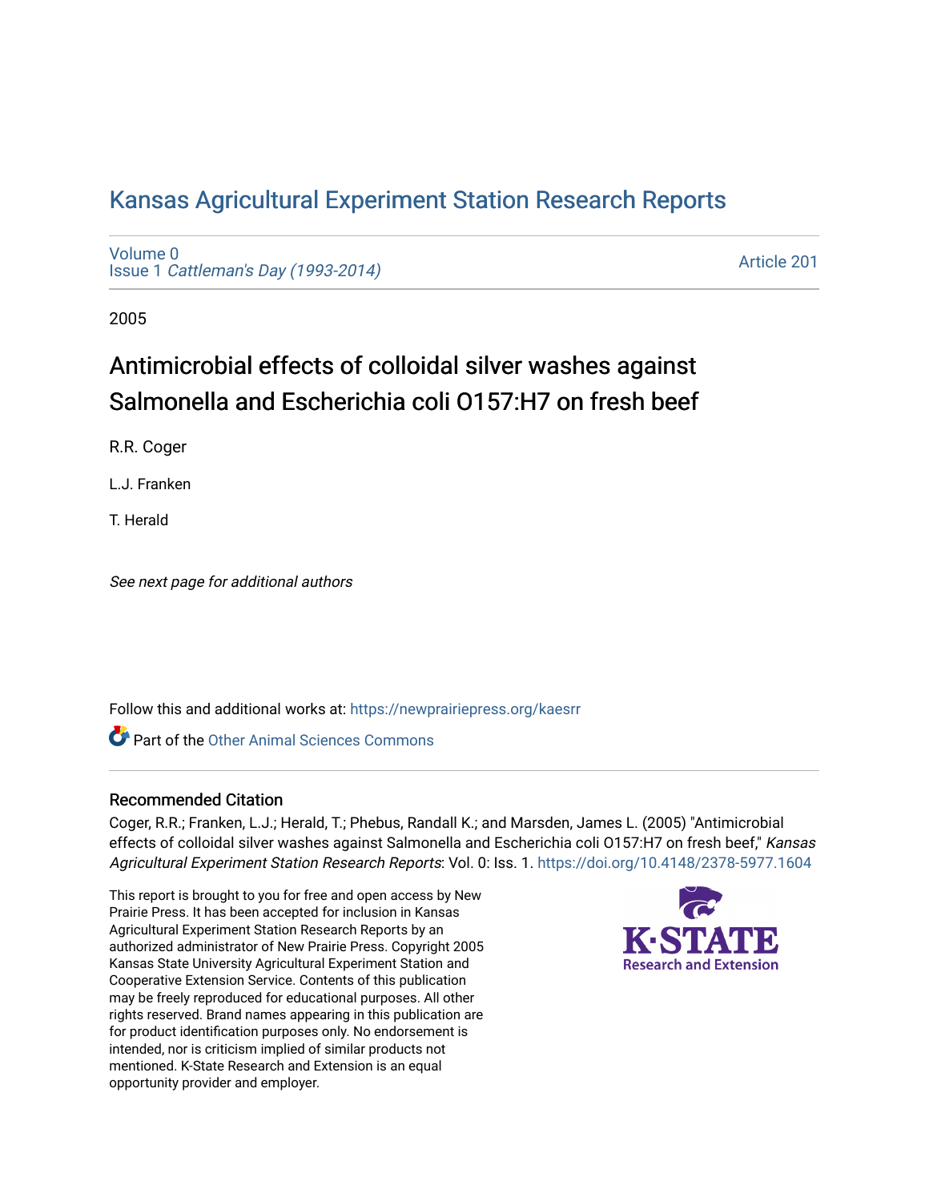# Kansas Agricultural Experiment Station Research Reports

Volume 0
Issue 1 *Cattleman's Day (1993-2014)*

Article 201

2005

## Antimicrobial effects of colloidal silver washes against Salmonella and Escherichia coli O157:H7 on fresh beef

R.R. Coger

L.J. Franken

T. Herald

*See next page for additional authors*

Follow this and additional works at: https://newprairiepress.org/kaesrr

Part of the Other Animal Sciences Commons

### Recommended Citation

Coger, R.R.; Franken, L.J.; Herald, T.; Phebus, Randall K.; and Marsden, James L. (2005) "Antimicrobial effects of colloidal silver washes against Salmonella and Escherichia coli O157:H7 on fresh beef," *Kansas Agricultural Experiment Station Research Reports*: Vol. 0: Iss. 1. https://doi.org/10.4148/2378-5977.1604

This report is brought to you for free and open access by New Prairie Press. It has been accepted for inclusion in Kansas Agricultural Experiment Station Research Reports by an authorized administrator of New Prairie Press. Copyright 2005 Kansas State University Agricultural Experiment Station and Cooperative Extension Service. Contents of this publication may be freely reproduced for educational purposes. All other rights reserved. Brand names appearing in this publication are for product identification purposes only. No endorsement is intended, nor is criticism implied of similar products not mentioned. K-State Research and Extension is an equal opportunity provider and employer.

K-STATE Research and Extension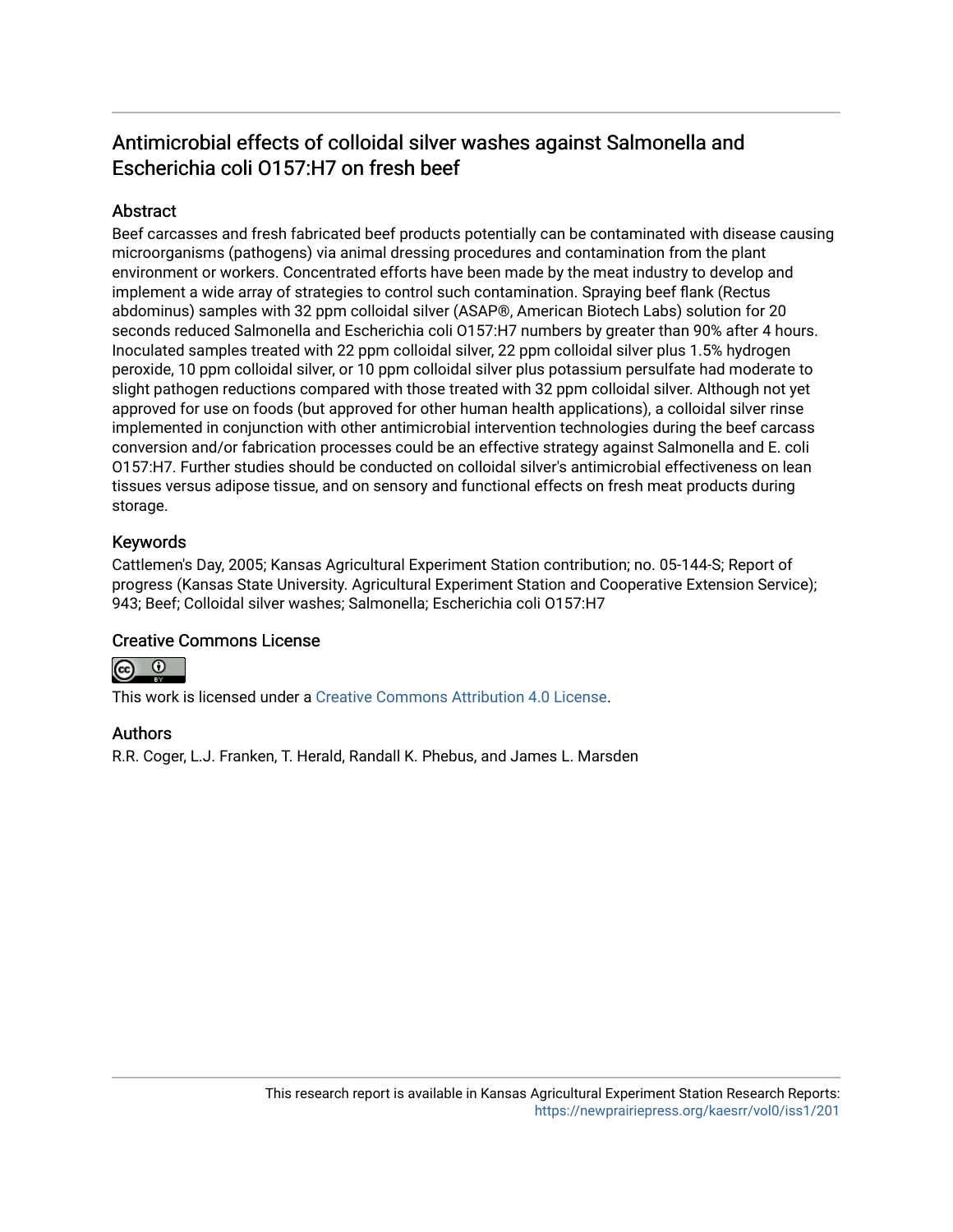# Antimicrobial effects of colloidal silver washes against Salmonella and Escherichia coli O157:H7 on fresh beef

## Abstract

Beef carcasses and fresh fabricated beef products potentially can be contaminated with disease causing microorganisms (pathogens) via animal dressing procedures and contamination from the plant environment or workers. Concentrated efforts have been made by the meat industry to develop and implement a wide array of strategies to control such contamination. Spraying beef flank (Rectus abdominus) samples with 32 ppm colloidal silver (ASAP®, American Biotech Labs) solution for 20 seconds reduced Salmonella and Escherichia coli O157:H7 numbers by greater than 90% after 4 hours. Inoculated samples treated with 22 ppm colloidal silver, 22 ppm colloidal silver plus 1.5% hydrogen peroxide, 10 ppm colloidal silver, or 10 ppm colloidal silver plus potassium persulfate had moderate to slight pathogen reductions compared with those treated with 32 ppm colloidal silver. Although not yet approved for use on foods (but approved for other human health applications), a colloidal silver rinse implemented in conjunction with other antimicrobial intervention technologies during the beef carcass conversion and/or fabrication processes could be an effective strategy against Salmonella and E. coli O157:H7. Further studies should be conducted on colloidal silver's antimicrobial effectiveness on lean tissues versus adipose tissue, and on sensory and functional effects on fresh meat products during storage.

## Keywords

Cattlemen's Day, 2005; Kansas Agricultural Experiment Station contribution; no. 05-144-S; Report of progress (Kansas State University. Agricultural Experiment Station and Cooperative Extension Service); 943; Beef; Colloidal silver washes; Salmonella; Escherichia coli O157:H7

## Creative Commons License

This work is licensed under a Creative Commons Attribution 4.0 License.

## Authors

R.R. Coger, L.J. Franken, T. Herald, Randall K. Phebus, and James L. Marsden

This research report is available in Kansas Agricultural Experiment Station Research Reports: https://newprairiepress.org/kaesrr/vol0/iss1/201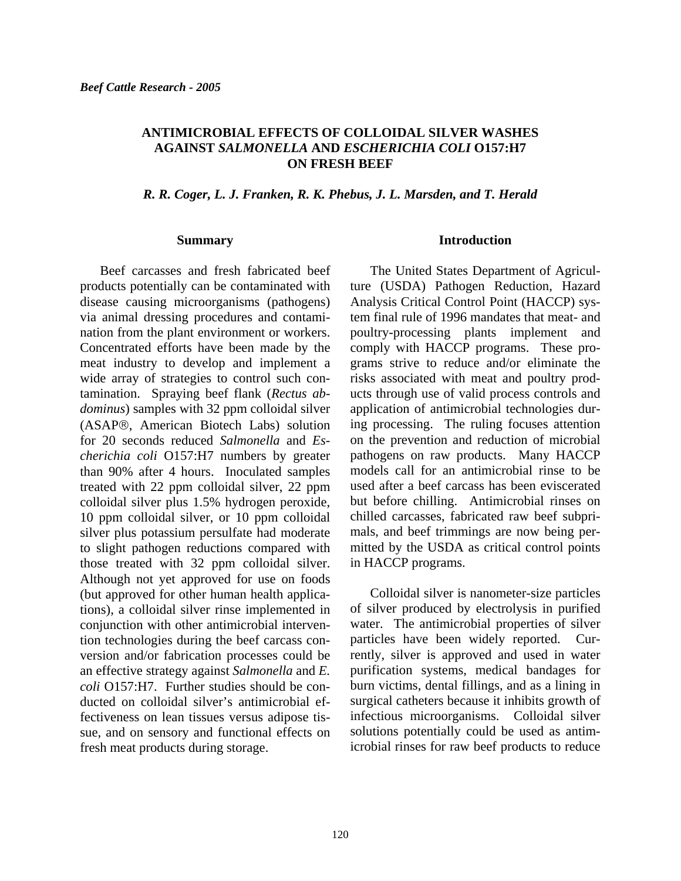# ANTIMICROBIAL EFFECTS OF COLLOIDAL SILVER WASHES AGAINST *SALMONELLA* AND *ESCHERICHIA COLI* O157:H7 ON FRESH BEEF

*R. R. Coger, L. J. Franken, R. K. Phebus, J. L. Marsden, and T. Herald*

## Summary

Beef carcasses and fresh fabricated beef products potentially can be contaminated with disease causing microorganisms (pathogens) via animal dressing procedures and contamination from the plant environment or workers. Concentrated efforts have been made by the meat industry to develop and implement a wide array of strategies to control such contamination. Spraying beef flank (*Rectus abdominus*) samples with 32 ppm colloidal silver (ASAP®, American Biotech Labs) solution for 20 seconds reduced *Salmonella* and *Escherichia coli* O157:H7 numbers by greater than 90% after 4 hours. Inoculated samples treated with 22 ppm colloidal silver, 22 ppm colloidal silver plus 1.5% hydrogen peroxide, 10 ppm colloidal silver, or 10 ppm colloidal silver plus potassium persulfate had moderate to slight pathogen reductions compared with those treated with 32 ppm colloidal silver. Although not yet approved for use on foods (but approved for other human health applications), a colloidal silver rinse implemented in conjunction with other antimicrobial intervention technologies during the beef carcass conversion and/or fabrication processes could be an effective strategy against *Salmonella* and *E. coli* O157:H7. Further studies should be conducted on colloidal silver's antimicrobial effectiveness on lean tissues versus adipose tissue, and on sensory and functional effects on fresh meat products during storage.

## Introduction

The United States Department of Agriculture (USDA) Pathogen Reduction, Hazard Analysis Critical Control Point (HACCP) system final rule of 1996 mandates that meat- and poultry-processing plants implement and comply with HACCP programs. These programs strive to reduce and/or eliminate the risks associated with meat and poultry products through use of valid process controls and application of antimicrobial technologies during processing. The ruling focuses attention on the prevention and reduction of microbial pathogens on raw products. Many HACCP models call for an antimicrobial rinse to be used after a beef carcass has been eviscerated but before chilling. Antimicrobial rinses on chilled carcasses, fabricated raw beef subprimals, and beef trimmings are now being permitted by the USDA as critical control points in HACCP programs.

Colloidal silver is nanometer-size particles of silver produced by electrolysis in purified water. The antimicrobial properties of silver particles have been widely reported. Currently, silver is approved and used in water purification systems, medical bandages for burn victims, dental fillings, and as a lining in surgical catheters because it inhibits growth of infectious microorganisms. Colloidal silver solutions potentially could be used as antimicrobial rinses for raw beef products to reduce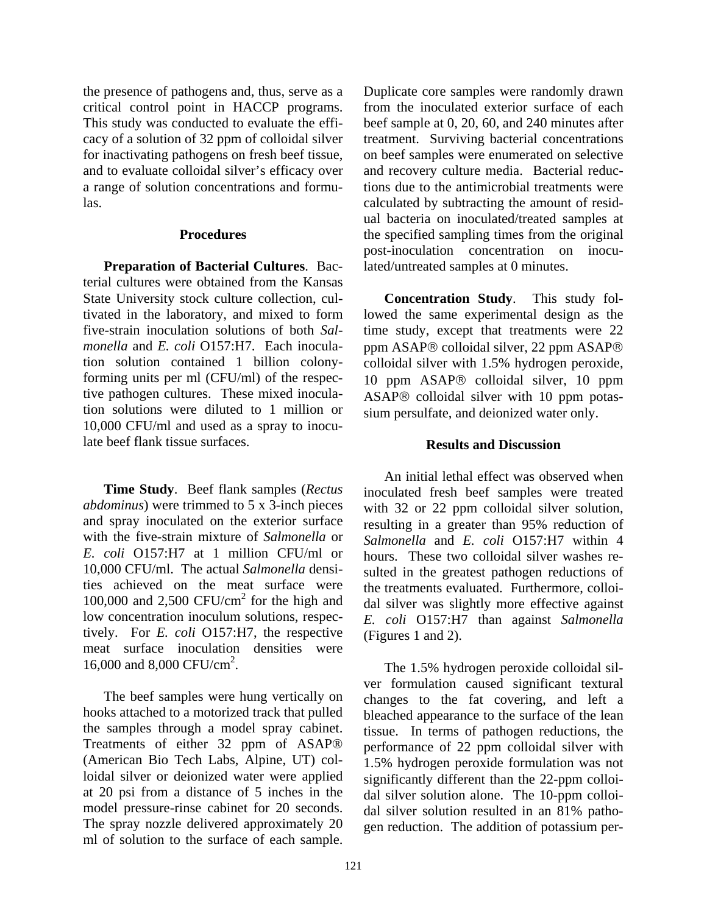the presence of pathogens and, thus, serve as a critical control point in HACCP programs. This study was conducted to evaluate the efficacy of a solution of 32 ppm of colloidal silver for inactivating pathogens on fresh beef tissue, and to evaluate colloidal silver's efficacy over a range of solution concentrations and formulas.

## Procedures

**Preparation of Bacterial Cultures**. Bacterial cultures were obtained from the Kansas State University stock culture collection, cultivated in the laboratory, and mixed to form five-strain inoculation solutions of both *Salmonella* and *E. coli* O157:H7. Each inoculation solution contained 1 billion colony-forming units per ml (CFU/ml) of the respective pathogen cultures. These mixed inoculation solutions were diluted to 1 million or 10,000 CFU/ml and used as a spray to inoculate beef flank tissue surfaces.

**Time Study**. Beef flank samples (*Rectus abdominus*) were trimmed to 5 x 3-inch pieces and spray inoculated on the exterior surface with the five-strain mixture of *Salmonella* or *E. coli* O157:H7 at 1 million CFU/ml or 10,000 CFU/ml. The actual *Salmonella* densities achieved on the meat surface were 100,000 and 2,500 CFU/cm$^2$ for the high and low concentration inoculum solutions, respectively. For *E. coli* O157:H7, the respective meat surface inoculation densities were 16,000 and 8,000 CFU/cm$^2$.

The beef samples were hung vertically on hooks attached to a motorized track that pulled the samples through a model spray cabinet. Treatments of either 32 ppm of ASAP® (American Bio Tech Labs, Alpine, UT) colloidal silver or deionized water were applied at 20 psi from a distance of 5 inches in the model pressure-rinse cabinet for 20 seconds. The spray nozzle delivered approximately 20 ml of solution to the surface of each sample. Duplicate core samples were randomly drawn from the inoculated exterior surface of each beef sample at 0, 20, 60, and 240 minutes after treatment. Surviving bacterial concentrations on beef samples were enumerated on selective and recovery culture media. Bacterial reductions due to the antimicrobial treatments were calculated by subtracting the amount of residual bacteria on inoculated/treated samples at the specified sampling times from the original post-inoculation concentration on inoculated/untreated samples at 0 minutes.

**Concentration Study**. This study followed the same experimental design as the time study, except that treatments were 22 ppm ASAP® colloidal silver, 22 ppm ASAP® colloidal silver with 1.5% hydrogen peroxide, 10 ppm ASAP® colloidal silver, 10 ppm ASAP® colloidal silver with 10 ppm potassium persulfate, and deionized water only.

## Results and Discussion

An initial lethal effect was observed when inoculated fresh beef samples were treated with 32 or 22 ppm colloidal silver solution, resulting in a greater than 95% reduction of *Salmonella* and *E. coli* O157:H7 within 4 hours. These two colloidal silver washes resulted in the greatest pathogen reductions of the treatments evaluated. Furthermore, colloidal silver was slightly more effective against *E. coli* O157:H7 than against *Salmonella* (Figures 1 and 2).

The 1.5% hydrogen peroxide colloidal silver formulation caused significant textural changes to the fat covering, and left a bleached appearance to the surface of the lean tissue. In terms of pathogen reductions, the performance of 22 ppm colloidal silver with 1.5% hydrogen peroxide formulation was not significantly different than the 22-ppm colloidal silver solution alone. The 10-ppm colloidal silver solution resulted in an 81% pathogen reduction. The addition of potassium per-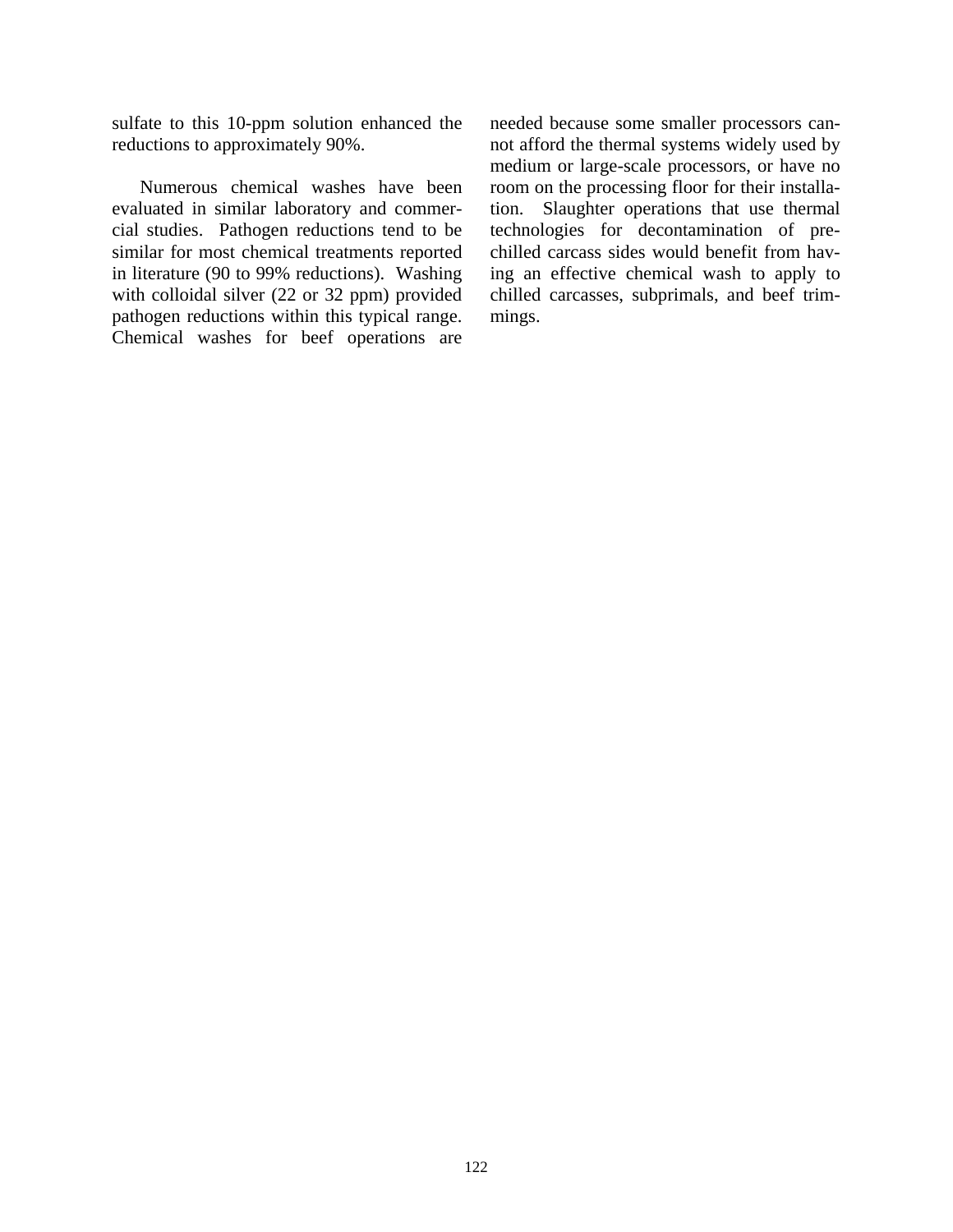sulfate to this 10-ppm solution enhanced the reductions to approximately 90%.

Numerous chemical washes have been evaluated in similar laboratory and commercial studies. Pathogen reductions tend to be similar for most chemical treatments reported in literature (90 to 99% reductions). Washing with colloidal silver (22 or 32 ppm) provided pathogen reductions within this typical range. Chemical washes for beef operations are needed because some smaller processors cannot afford the thermal systems widely used by medium or large-scale processors, or have no room on the processing floor for their installation. Slaughter operations that use thermal technologies for decontamination of pre-chilled carcass sides would benefit from having an effective chemical wash to apply to chilled carcasses, subprimals, and beef trimmings.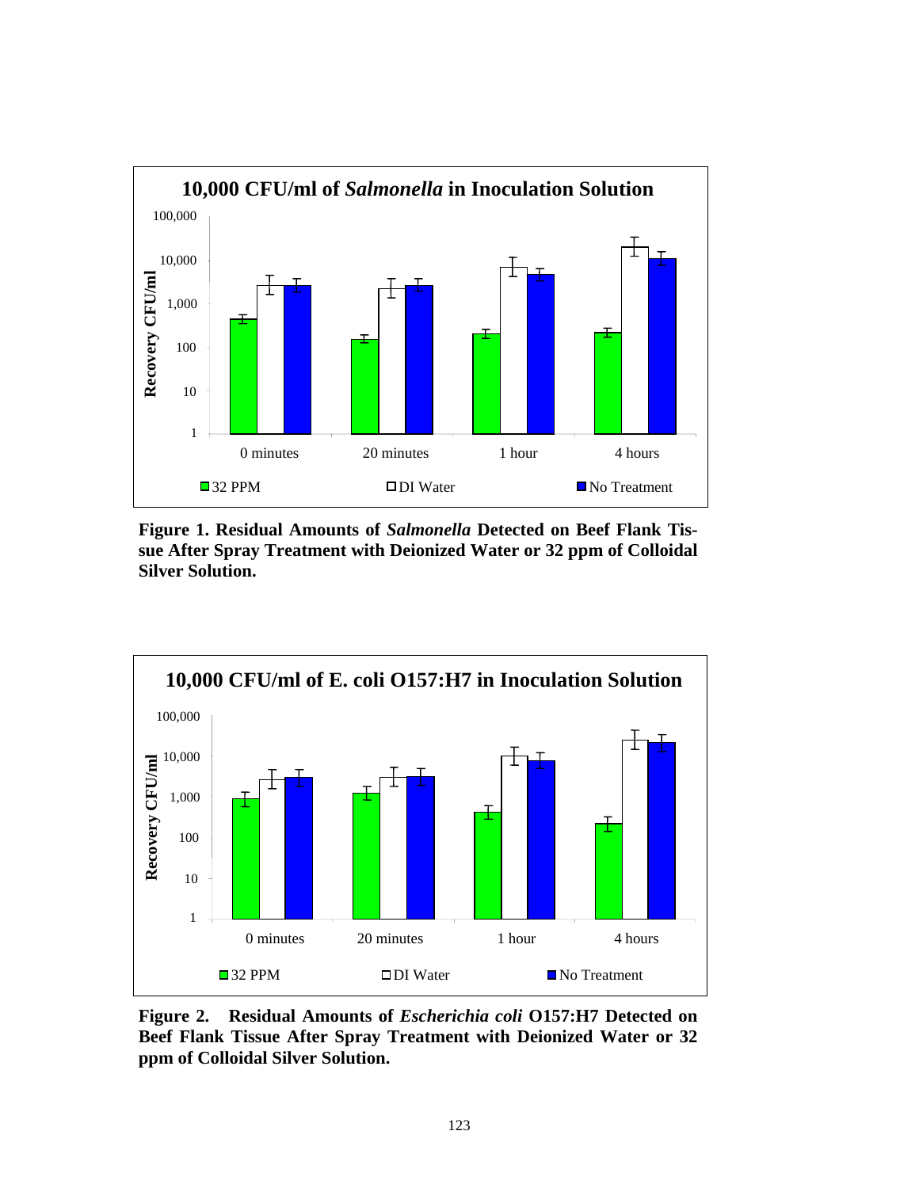10,000 CFU/ml of *Salmonella* in Inoculation Solution

Recovery CFU/ml

100,000

10,000

1,000

100

10

1

0 minutes

20 minutes

1 hour

4 hours

32 PPM

DI Water

No Treatment

**Figure 1. Residual Amounts of *Salmonella* Detected on Beef Flank Tissue After Spray Treatment with Deionized Water or 32 ppm of Colloidal Silver Solution.**

10,000 CFU/ml of E. coli O157:H7 in Inoculation Solution

Recovery CFU/ml

100,000

10,000

1,000

100

10

1

0 minutes

20 minutes

1 hour

4 hours

32 PPM

DI Water

No Treatment

**Figure 2. Residual Amounts of *Escherichia coli* O157:H7 Detected on Beef Flank Tissue After Spray Treatment with Deionized Water or 32 ppm of Colloidal Silver Solution.**